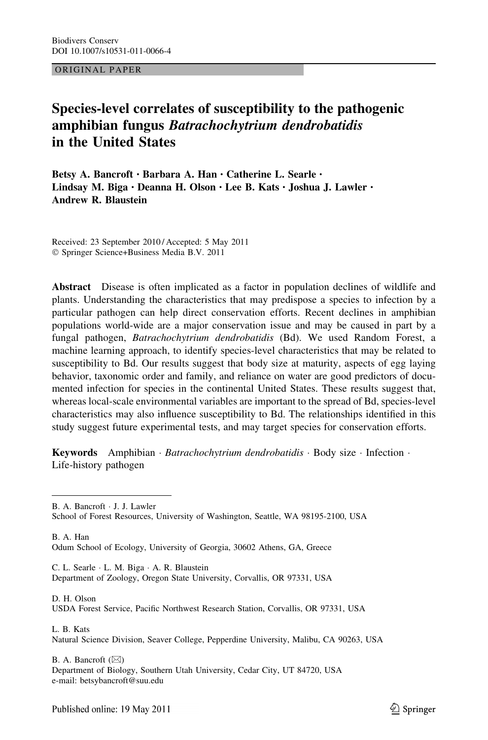Biodivers Conserv
DOI 10.1007/s10531-011-0066-4

ORIGINAL PAPER

# Species-level correlates of susceptibility to the pathogenic amphibian fungus *Batrachochytrium dendrobatidis* in the United States

**Betsy A. Bancroft · Barbara A. Han · Catherine L. Searle · Lindsay M. Biga · Deanna H. Olson · Lee B. Kats · Joshua J. Lawler · Andrew R. Blaustein**

Received: 23 September 2010 / Accepted: 5 May 2011
© Springer Science+Business Media B.V. 2011

**Abstract** Disease is often implicated as a factor in population declines of wildlife and plants. Understanding the characteristics that may predispose a species to infection by a particular pathogen can help direct conservation efforts. Recent declines in amphibian populations world-wide are a major conservation issue and may be caused in part by a fungal pathogen, *Batrachochytrium dendrobatidis* (Bd). We used Random Forest, a machine learning approach, to identify species-level characteristics that may be related to susceptibility to Bd. Our results suggest that body size at maturity, aspects of egg laying behavior, taxonomic order and family, and reliance on water are good predictors of documented infection for species in the continental United States. These results suggest that, whereas local-scale environmental variables are important to the spread of Bd, species-level characteristics may also influence susceptibility to Bd. The relationships identified in this study suggest future experimental tests, and may target species for conservation efforts.

**Keywords** Amphibian · *Batrachochytrium dendrobatidis* · Body size · Infection · Life-history pathogen

---

B. A. Bancroft · J. J. Lawler
School of Forest Resources, University of Washington, Seattle, WA 98195-2100, USA

B. A. Han
Odum School of Ecology, University of Georgia, 30602 Athens, GA, Greece

C. L. Searle · L. M. Biga · A. R. Blaustein
Department of Zoology, Oregon State University, Corvallis, OR 97331, USA

D. H. Olson
USDA Forest Service, Pacific Northwest Research Station, Corvallis, OR 97331, USA

L. B. Kats
Natural Science Division, Seaver College, Pepperdine University, Malibu, CA 90263, USA

B. A. Bancroft (✉)
Department of Biology, Southern Utah University, Cedar City, UT 84720, USA
e-mail: betsybancroft@suu.edu

Published online: 19 May 2011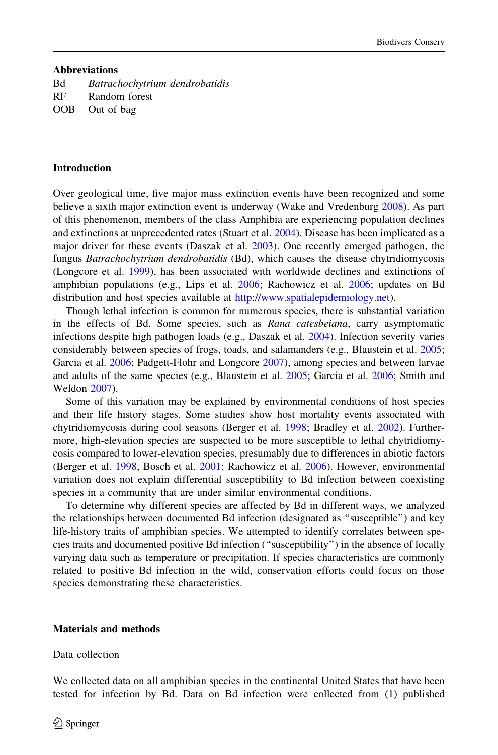## Abbreviations

Bd *Batrachochytrium dendrobatidis*
RF Random forest
OOB Out of bag

## Introduction

Over geological time, five major mass extinction events have been recognized and some believe a sixth major extinction event is underway (Wake and Vredenburg 2008). As part of this phenomenon, members of the class Amphibia are experiencing population declines and extinctions at unprecedented rates (Stuart et al. 2004). Disease has been implicated as a major driver for these events (Daszak et al. 2003). One recently emerged pathogen, the fungus *Batrachochytrium dendrobatidis* (Bd), which causes the disease chytridiomycosis (Longcore et al. 1999), has been associated with worldwide declines and extinctions of amphibian populations (e.g., Lips et al. 2006; Rachowicz et al. 2006; updates on Bd distribution and host species available at http://www.spatialepidemiology.net).

Though lethal infection is common for numerous species, there is substantial variation in the effects of Bd. Some species, such as *Rana catesbeiana*, carry asymptomatic infections despite high pathogen loads (e.g., Daszak et al. 2004). Infection severity varies considerably between species of frogs, toads, and salamanders (e.g., Blaustein et al. 2005; Garcia et al. 2006; Padgett-Flohr and Longcore 2007), among species and between larvae and adults of the same species (e.g., Blaustein et al. 2005; Garcia et al. 2006; Smith and Weldon 2007).

Some of this variation may be explained by environmental conditions of host species and their life history stages. Some studies show host mortality events associated with chytridiomycosis during cool seasons (Berger et al. 1998; Bradley et al. 2002). Furthermore, high-elevation species are suspected to be more susceptible to lethal chytridiomycosis compared to lower-elevation species, presumably due to differences in abiotic factors (Berger et al. 1998, Bosch et al. 2001; Rachowicz et al. 2006). However, environmental variation does not explain differential susceptibility to Bd infection between coexisting species in a community that are under similar environmental conditions.

To determine why different species are affected by Bd in different ways, we analyzed the relationships between documented Bd infection (designated as "susceptible") and key life-history traits of amphibian species. We attempted to identify correlates between species traits and documented positive Bd infection ("susceptibility") in the absence of locally varying data such as temperature or precipitation. If species characteristics are commonly related to positive Bd infection in the wild, conservation efforts could focus on those species demonstrating these characteristics.

## Materials and methods

### Data collection

We collected data on all amphibian species in the continental United States that have been tested for infection by Bd. Data on Bd infection were collected from (1) published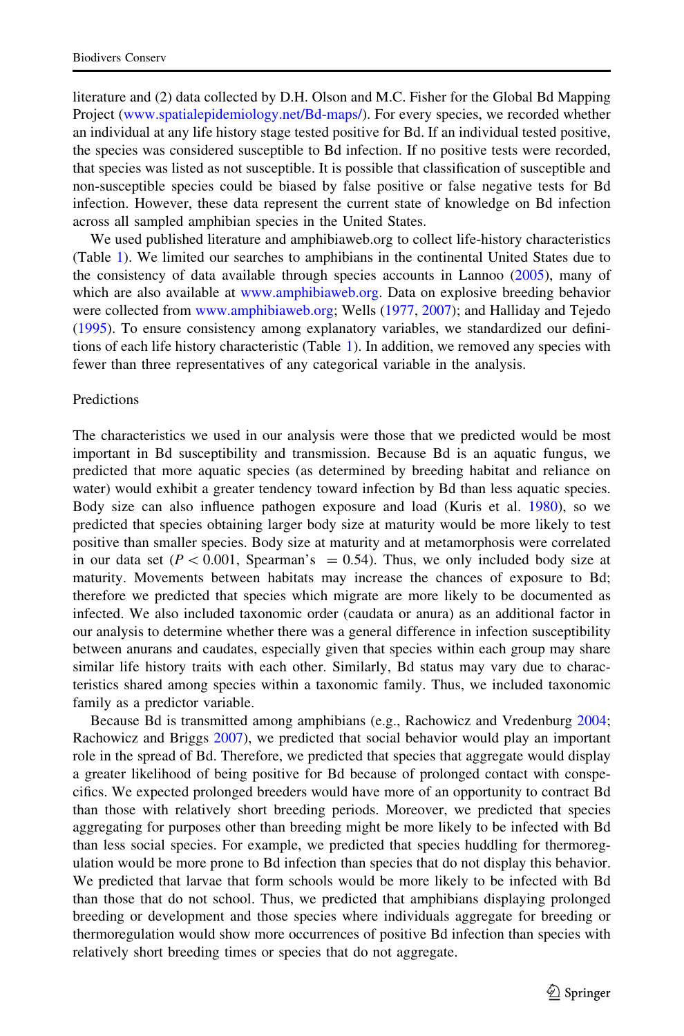literature and (2) data collected by D.H. Olson and M.C. Fisher for the Global Bd Mapping Project (www.spatialepidemiology.net/Bd-maps/). For every species, we recorded whether an individual at any life history stage tested positive for Bd. If an individual tested positive, the species was considered susceptible to Bd infection. If no positive tests were recorded, that species was listed as not susceptible. It is possible that classification of susceptible and non-susceptible species could be biased by false positive or false negative tests for Bd infection. However, these data represent the current state of knowledge on Bd infection across all sampled amphibian species in the United States.

We used published literature and amphibiaweb.org to collect life-history characteristics (Table 1). We limited our searches to amphibians in the continental United States due to the consistency of data available through species accounts in Lannoo (2005), many of which are also available at www.amphibiaweb.org. Data on explosive breeding behavior were collected from www.amphibiaweb.org; Wells (1977, 2007); and Halliday and Tejedo (1995). To ensure consistency among explanatory variables, we standardized our definitions of each life history characteristic (Table 1). In addition, we removed any species with fewer than three representatives of any categorical variable in the analysis.

## Predictions

The characteristics we used in our analysis were those that we predicted would be most important in Bd susceptibility and transmission. Because Bd is an aquatic fungus, we predicted that more aquatic species (as determined by breeding habitat and reliance on water) would exhibit a greater tendency toward infection by Bd than less aquatic species. Body size can also influence pathogen exposure and load (Kuris et al. 1980), so we predicted that species obtaining larger body size at maturity would be more likely to test positive than smaller species. Body size at maturity and at metamorphosis were correlated in our data set ($P < 0.001$, Spearman's $= 0.54$). Thus, we only included body size at maturity. Movements between habitats may increase the chances of exposure to Bd; therefore we predicted that species which migrate are more likely to be documented as infected. We also included taxonomic order (caudata or anura) as an additional factor in our analysis to determine whether there was a general difference in infection susceptibility between anurans and caudates, especially given that species within each group may share similar life history traits with each other. Similarly, Bd status may vary due to characteristics shared among species within a taxonomic family. Thus, we included taxonomic family as a predictor variable.

Because Bd is transmitted among amphibians (e.g., Rachowicz and Vredenburg 2004; Rachowicz and Briggs 2007), we predicted that social behavior would play an important role in the spread of Bd. Therefore, we predicted that species that aggregate would display a greater likelihood of being positive for Bd because of prolonged contact with conspecifics. We expected prolonged breeders would have more of an opportunity to contract Bd than those with relatively short breeding periods. Moreover, we predicted that species aggregating for purposes other than breeding might be more likely to be infected with Bd than less social species. For example, we predicted that species huddling for thermoregulation would be more prone to Bd infection than species that do not display this behavior. We predicted that larvae that form schools would be more likely to be infected with Bd than those that do not school. Thus, we predicted that amphibians displaying prolonged breeding or development and those species where individuals aggregate for breeding or thermoregulation would show more occurrences of positive Bd infection than species with relatively short breeding times or species that do not aggregate.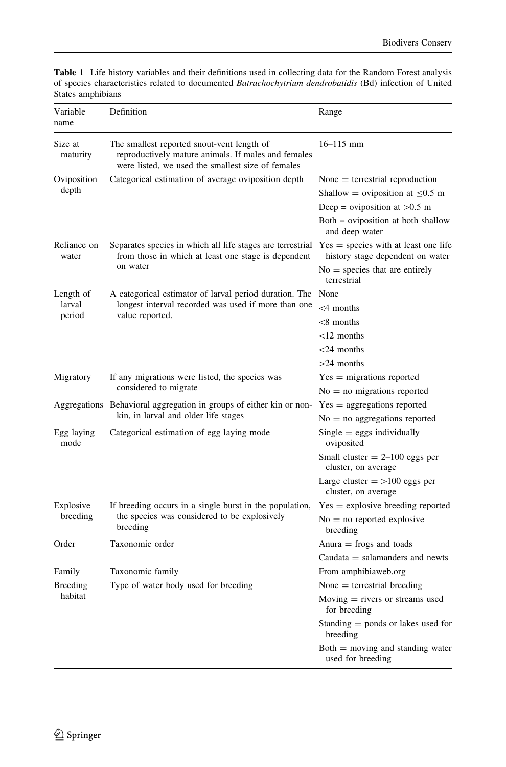**Table 1** Life history variables and their definitions used in collecting data for the Random Forest analysis of species characteristics related to documented *Batrachochytrium dendrobatidis* (Bd) infection of United States amphibians

| Variable name | Definition | Range |
|---|---|---|
| Size at maturity | The smallest reported snout-vent length of reproductively mature animals. If males and females were listed, we used the smallest size of females | 16–115 mm |
| Oviposition depth | Categorical estimation of average oviposition depth | None = terrestrial reproduction |
| | | Shallow = oviposition at $\leq$0.5 m |
| | | Deep = oviposition at >0.5 m |
| | | Both = oviposition at both shallow and deep water |
| Reliance on water | Separates species in which all life stages are terrestrial from those in which at least one stage is dependent on water | Yes = species with at least one life history stage dependent on water |
| | | No = species that are entirely terrestrial |
| Length of larval period | A categorical estimator of larval period duration. The longest interval recorded was used if more than one value reported. | None |
| | | <4 months |
| | | <8 months |
| | | <12 months |
| | | <24 months |
| | | >24 months |
| Migratory | If any migrations were listed, the species was considered to migrate | Yes = migrations reported |
| | | No = no migrations reported |
| Aggregations | Behavioral aggregation in groups of either kin or non-kin, in larval and older life stages | Yes = aggregations reported |
| | | No = no aggregations reported |
| Egg laying mode | Categorical estimation of egg laying mode | Single = eggs individually oviposited |
| | | Small cluster = 2–100 eggs per cluster, on average |
| | | Large cluster = >100 eggs per cluster, on average |
| Explosive breeding | If breeding occurs in a single burst in the population, the species was considered to be explosively breeding | Yes = explosive breeding reported |
| | | No = no reported explosive breeding |
| Order | Taxonomic order | Anura = frogs and toads |
| | | Caudata = salamanders and newts |
| Family | Taxonomic family | From amphibiaweb.org |
| Breeding habitat | Type of water body used for breeding | None = terrestrial breeding |
| | | Moving = rivers or streams used for breeding |
| | | Standing = ponds or lakes used for breeding |
| | | Both = moving and standing water used for breeding |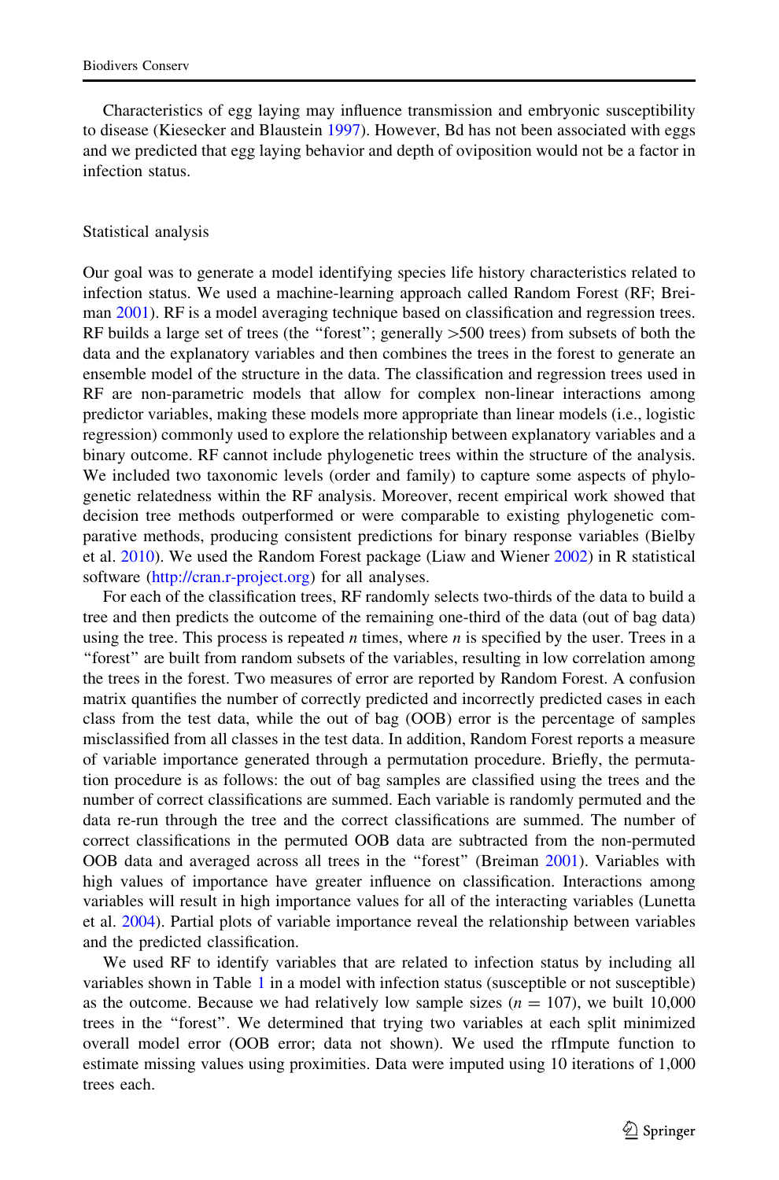Characteristics of egg laying may influence transmission and embryonic susceptibility to disease (Kiesecker and Blaustein 1997). However, Bd has not been associated with eggs and we predicted that egg laying behavior and depth of oviposition would not be a factor in infection status.

## Statistical analysis

Our goal was to generate a model identifying species life history characteristics related to infection status. We used a machine-learning approach called Random Forest (RF; Breiman 2001). RF is a model averaging technique based on classification and regression trees. RF builds a large set of trees (the "forest"; generally >500 trees) from subsets of both the data and the explanatory variables and then combines the trees in the forest to generate an ensemble model of the structure in the data. The classification and regression trees used in RF are non-parametric models that allow for complex non-linear interactions among predictor variables, making these models more appropriate than linear models (i.e., logistic regression) commonly used to explore the relationship between explanatory variables and a binary outcome. RF cannot include phylogenetic trees within the structure of the analysis. We included two taxonomic levels (order and family) to capture some aspects of phylogenetic relatedness within the RF analysis. Moreover, recent empirical work showed that decision tree methods outperformed or were comparable to existing phylogenetic comparative methods, producing consistent predictions for binary response variables (Bielby et al. 2010). We used the Random Forest package (Liaw and Wiener 2002) in R statistical software (http://cran.r-project.org) for all analyses.

For each of the classification trees, RF randomly selects two-thirds of the data to build a tree and then predicts the outcome of the remaining one-third of the data (out of bag data) using the tree. This process is repeated $n$ times, where $n$ is specified by the user. Trees in a "forest" are built from random subsets of the variables, resulting in low correlation among the trees in the forest. Two measures of error are reported by Random Forest. A confusion matrix quantifies the number of correctly predicted and incorrectly predicted cases in each class from the test data, while the out of bag (OOB) error is the percentage of samples misclassified from all classes in the test data. In addition, Random Forest reports a measure of variable importance generated through a permutation procedure. Briefly, the permutation procedure is as follows: the out of bag samples are classified using the trees and the number of correct classifications are summed. Each variable is randomly permuted and the data re-run through the tree and the correct classifications are summed. The number of correct classifications in the permuted OOB data are subtracted from the non-permuted OOB data and averaged across all trees in the "forest" (Breiman 2001). Variables with high values of importance have greater influence on classification. Interactions among variables will result in high importance values for all of the interacting variables (Lunetta et al. 2004). Partial plots of variable importance reveal the relationship between variables and the predicted classification.

We used RF to identify variables that are related to infection status by including all variables shown in Table 1 in a model with infection status (susceptible or not susceptible) as the outcome. Because we had relatively low sample sizes ($n = 107$), we built 10,000 trees in the "forest". We determined that trying two variables at each split minimized overall model error (OOB error; data not shown). We used the rfImpute function to estimate missing values using proximities. Data were imputed using 10 iterations of 1,000 trees each.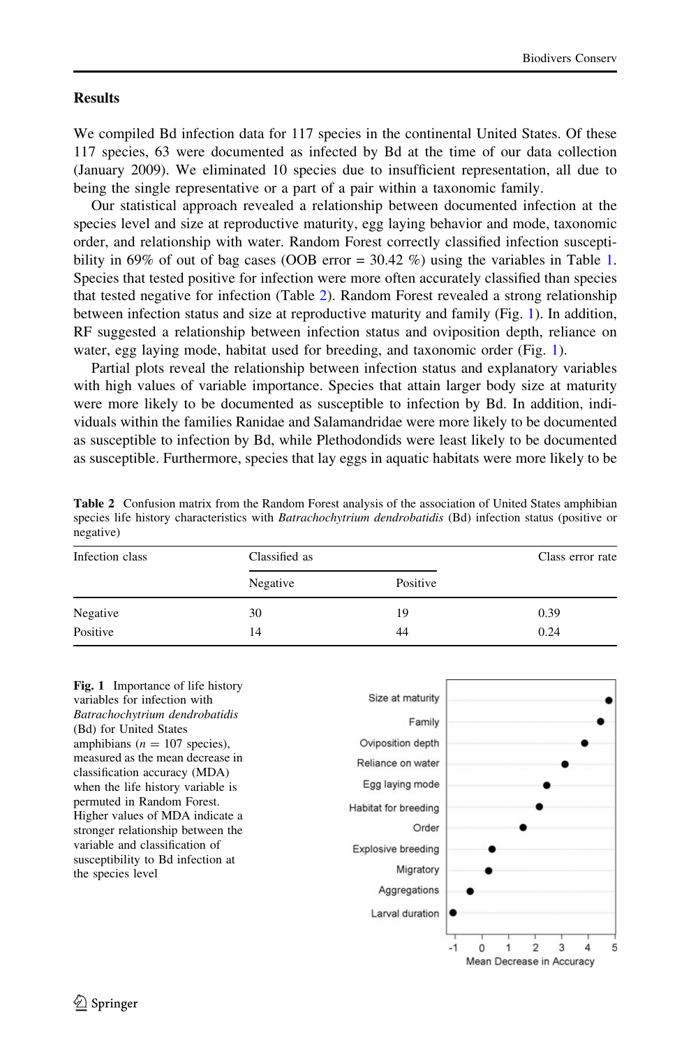## Results

We compiled Bd infection data for 117 species in the continental United States. Of these 117 species, 63 were documented as infected by Bd at the time of our data collection (January 2009). We eliminated 10 species due to insufficient representation, all due to being the single representative or a part of a pair within a taxonomic family.

Our statistical approach revealed a relationship between documented infection at the species level and size at reproductive maturity, egg laying behavior and mode, taxonomic order, and relationship with water. Random Forest correctly classified infection susceptibility in 69% of out of bag cases (OOB error = 30.42 %) using the variables in Table 1. Species that tested positive for infection were more often accurately classified than species that tested negative for infection (Table 2). Random Forest revealed a strong relationship between infection status and size at reproductive maturity and family (Fig. 1). In addition, RF suggested a relationship between infection status and oviposition depth, reliance on water, egg laying mode, habitat used for breeding, and taxonomic order (Fig. 1).

Partial plots reveal the relationship between infection status and explanatory variables with high values of variable importance. Species that attain larger body size at maturity were more likely to be documented as susceptible to infection by Bd. In addition, individuals within the families Ranidae and Salamandridae were more likely to be documented as susceptible to infection by Bd, while Plethodondids were least likely to be documented as susceptible. Furthermore, species that lay eggs in aquatic habitats were more likely to be

**Table 2** Confusion matrix from the Random Forest analysis of the association of United States amphibian species life history characteristics with *Batrachochytrium dendrobatidis* (Bd) infection status (positive or negative)

| Infection class | Classified as | | Class error rate |
|---|---|---|---|
| | Negative | Positive | |
| Negative | 30 | 19 | 0.39 |
| Positive | 14 | 44 | 0.24 |

**Fig. 1** Importance of life history variables for infection with *Batrachochytrium dendrobatidis* (Bd) for United States amphibians ($n = 107$ species), measured as the mean decrease in classification accuracy (MDA) when the life history variable is permuted in Random Forest. Higher values of MDA indicate a stronger relationship between the variable and classification of susceptibility to Bd infection at the species level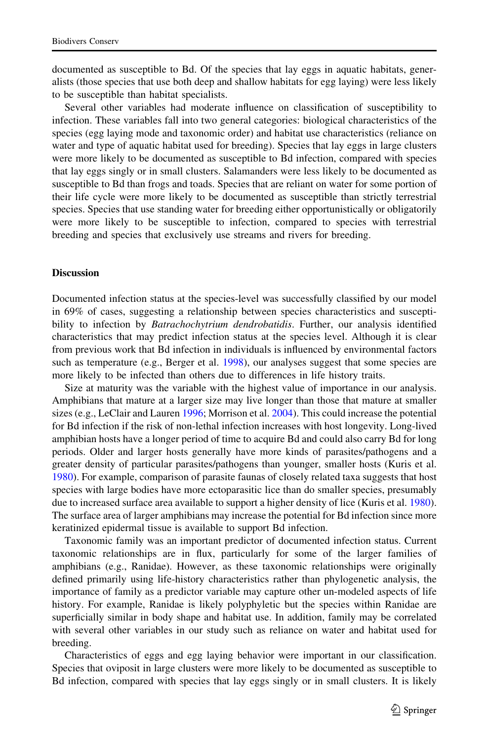documented as susceptible to Bd. Of the species that lay eggs in aquatic habitats, generalists (those species that use both deep and shallow habitats for egg laying) were less likely to be susceptible than habitat specialists.

Several other variables had moderate influence on classification of susceptibility to infection. These variables fall into two general categories: biological characteristics of the species (egg laying mode and taxonomic order) and habitat use characteristics (reliance on water and type of aquatic habitat used for breeding). Species that lay eggs in large clusters were more likely to be documented as susceptible to Bd infection, compared with species that lay eggs singly or in small clusters. Salamanders were less likely to be documented as susceptible to Bd than frogs and toads. Species that are reliant on water for some portion of their life cycle were more likely to be documented as susceptible than strictly terrestrial species. Species that use standing water for breeding either opportunistically or obligatorily were more likely to be susceptible to infection, compared to species with terrestrial breeding and species that exclusively use streams and rivers for breeding.

## Discussion

Documented infection status at the species-level was successfully classified by our model in 69% of cases, suggesting a relationship between species characteristics and susceptibility to infection by *Batrachochytrium dendrobatidis*. Further, our analysis identified characteristics that may predict infection status at the species level. Although it is clear from previous work that Bd infection in individuals is influenced by environmental factors such as temperature (e.g., Berger et al. 1998), our analyses suggest that some species are more likely to be infected than others due to differences in life history traits.

Size at maturity was the variable with the highest value of importance in our analysis. Amphibians that mature at a larger size may live longer than those that mature at smaller sizes (e.g., LeClair and Lauren 1996; Morrison et al. 2004). This could increase the potential for Bd infection if the risk of non-lethal infection increases with host longevity. Long-lived amphibian hosts have a longer period of time to acquire Bd and could also carry Bd for long periods. Older and larger hosts generally have more kinds of parasites/pathogens and a greater density of particular parasites/pathogens than younger, smaller hosts (Kuris et al. 1980). For example, comparison of parasite faunas of closely related taxa suggests that host species with large bodies have more ectoparasitic lice than do smaller species, presumably due to increased surface area available to support a higher density of lice (Kuris et al. 1980). The surface area of larger amphibians may increase the potential for Bd infection since more keratinized epidermal tissue is available to support Bd infection.

Taxonomic family was an important predictor of documented infection status. Current taxonomic relationships are in flux, particularly for some of the larger families of amphibians (e.g., Ranidae). However, as these taxonomic relationships were originally defined primarily using life-history characteristics rather than phylogenetic analysis, the importance of family as a predictor variable may capture other un-modeled aspects of life history. For example, Ranidae is likely polyphyletic but the species within Ranidae are superficially similar in body shape and habitat use. In addition, family may be correlated with several other variables in our study such as reliance on water and habitat used for breeding.

Characteristics of eggs and egg laying behavior were important in our classification. Species that oviposit in large clusters were more likely to be documented as susceptible to Bd infection, compared with species that lay eggs singly or in small clusters. It is likely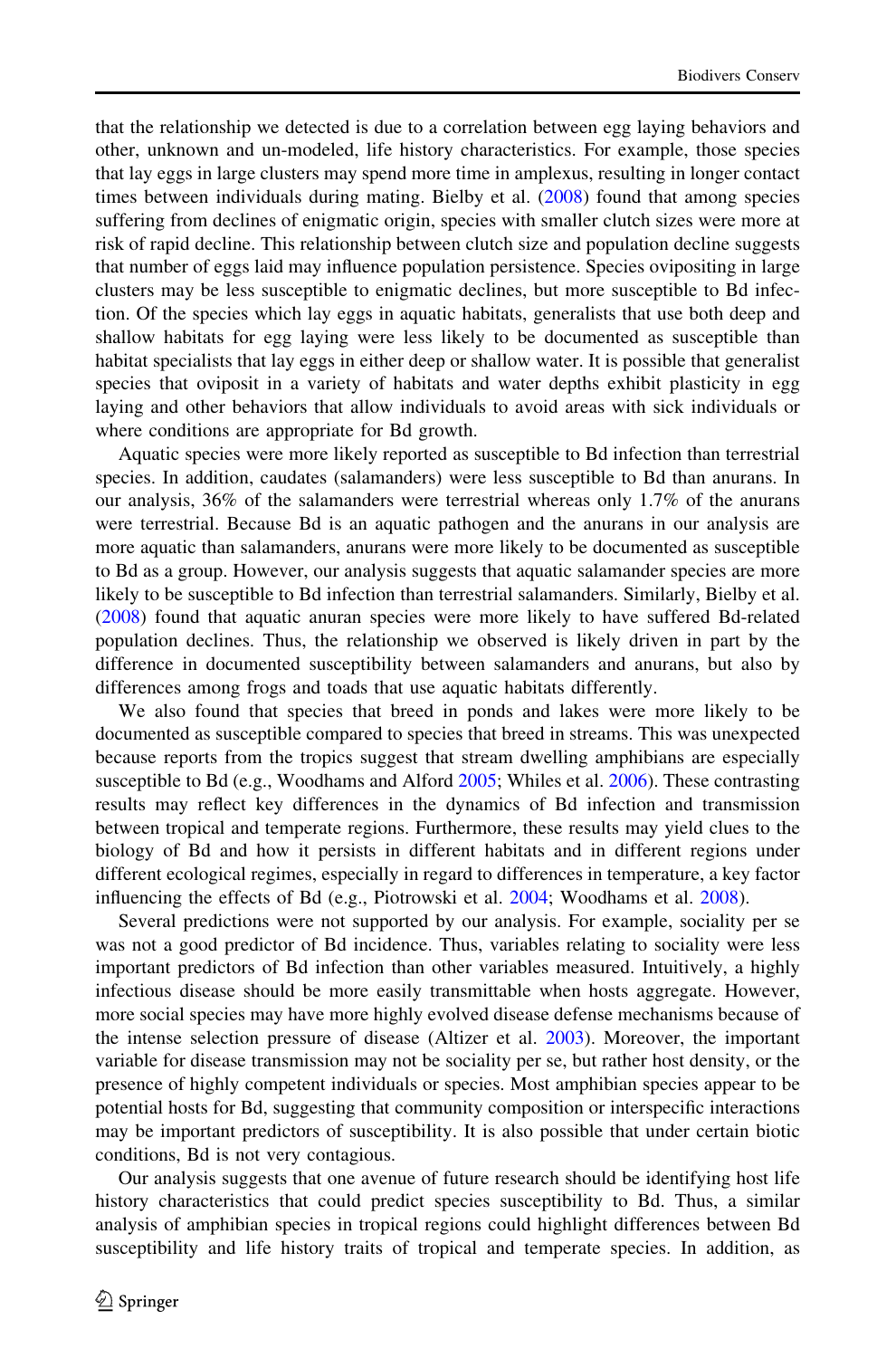that the relationship we detected is due to a correlation between egg laying behaviors and other, unknown and un-modeled, life history characteristics. For example, those species that lay eggs in large clusters may spend more time in amplexus, resulting in longer contact times between individuals during mating. Bielby et al. (2008) found that among species suffering from declines of enigmatic origin, species with smaller clutch sizes were more at risk of rapid decline. This relationship between clutch size and population decline suggests that number of eggs laid may influence population persistence. Species ovipositing in large clusters may be less susceptible to enigmatic declines, but more susceptible to Bd infection. Of the species which lay eggs in aquatic habitats, generalists that use both deep and shallow habitats for egg laying were less likely to be documented as susceptible than habitat specialists that lay eggs in either deep or shallow water. It is possible that generalist species that oviposit in a variety of habitats and water depths exhibit plasticity in egg laying and other behaviors that allow individuals to avoid areas with sick individuals or where conditions are appropriate for Bd growth.

Aquatic species were more likely reported as susceptible to Bd infection than terrestrial species. In addition, caudates (salamanders) were less susceptible to Bd than anurans. In our analysis, 36% of the salamanders were terrestrial whereas only 1.7% of the anurans were terrestrial. Because Bd is an aquatic pathogen and the anurans in our analysis are more aquatic than salamanders, anurans were more likely to be documented as susceptible to Bd as a group. However, our analysis suggests that aquatic salamander species are more likely to be susceptible to Bd infection than terrestrial salamanders. Similarly, Bielby et al. (2008) found that aquatic anuran species were more likely to have suffered Bd-related population declines. Thus, the relationship we observed is likely driven in part by the difference in documented susceptibility between salamanders and anurans, but also by differences among frogs and toads that use aquatic habitats differently.

We also found that species that breed in ponds and lakes were more likely to be documented as susceptible compared to species that breed in streams. This was unexpected because reports from the tropics suggest that stream dwelling amphibians are especially susceptible to Bd (e.g., Woodhams and Alford 2005; Whiles et al. 2006). These contrasting results may reflect key differences in the dynamics of Bd infection and transmission between tropical and temperate regions. Furthermore, these results may yield clues to the biology of Bd and how it persists in different habitats and in different regions under different ecological regimes, especially in regard to differences in temperature, a key factor influencing the effects of Bd (e.g., Piotrowski et al. 2004; Woodhams et al. 2008).

Several predictions were not supported by our analysis. For example, sociality per se was not a good predictor of Bd incidence. Thus, variables relating to sociality were less important predictors of Bd infection than other variables measured. Intuitively, a highly infectious disease should be more easily transmittable when hosts aggregate. However, more social species may have more highly evolved disease defense mechanisms because of the intense selection pressure of disease (Altizer et al. 2003). Moreover, the important variable for disease transmission may not be sociality per se, but rather host density, or the presence of highly competent individuals or species. Most amphibian species appear to be potential hosts for Bd, suggesting that community composition or interspecific interactions may be important predictors of susceptibility. It is also possible that under certain biotic conditions, Bd is not very contagious.

Our analysis suggests that one avenue of future research should be identifying host life history characteristics that could predict species susceptibility to Bd. Thus, a similar analysis of amphibian species in tropical regions could highlight differences between Bd susceptibility and life history traits of tropical and temperate species. In addition, as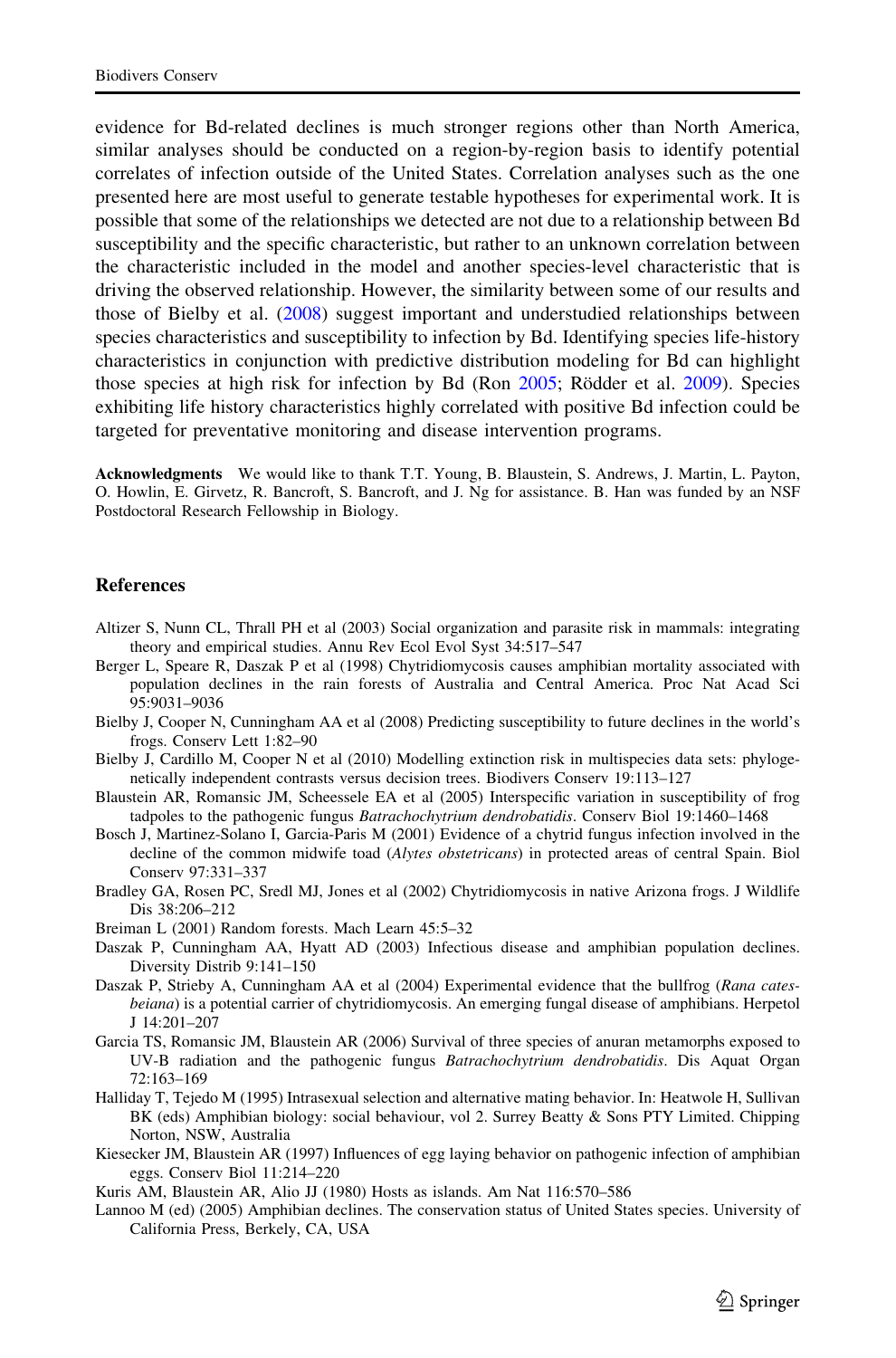evidence for Bd-related declines is much stronger regions other than North America, similar analyses should be conducted on a region-by-region basis to identify potential correlates of infection outside of the United States. Correlation analyses such as the one presented here are most useful to generate testable hypotheses for experimental work. It is possible that some of the relationships we detected are not due to a relationship between Bd susceptibility and the specific characteristic, but rather to an unknown correlation between the characteristic included in the model and another species-level characteristic that is driving the observed relationship. However, the similarity between some of our results and those of Bielby et al. (2008) suggest important and understudied relationships between species characteristics and susceptibility to infection by Bd. Identifying species life-history characteristics in conjunction with predictive distribution modeling for Bd can highlight those species at high risk for infection by Bd (Ron 2005; Rödder et al. 2009). Species exhibiting life history characteristics highly correlated with positive Bd infection could be targeted for preventative monitoring and disease intervention programs.

**Acknowledgments** We would like to thank T.T. Young, B. Blaustein, S. Andrews, J. Martin, L. Payton, O. Howlin, E. Girvetz, R. Bancroft, S. Bancroft, and J. Ng for assistance. B. Han was funded by an NSF Postdoctoral Research Fellowship in Biology.

## References

Altizer S, Nunn CL, Thrall PH et al (2003) Social organization and parasite risk in mammals: integrating theory and empirical studies. Annu Rev Ecol Evol Syst 34:517–547

Berger L, Speare R, Daszak P et al (1998) Chytridiomycosis causes amphibian mortality associated with population declines in the rain forests of Australia and Central America. Proc Nat Acad Sci 95:9031–9036

Bielby J, Cooper N, Cunningham AA et al (2008) Predicting susceptibility to future declines in the world's frogs. Conserv Lett 1:82–90

Bielby J, Cardillo M, Cooper N et al (2010) Modelling extinction risk in multispecies data sets: phylogenetically independent contrasts versus decision trees. Biodivers Conserv 19:113–127

Blaustein AR, Romansic JM, Scheessele EA et al (2005) Interspecific variation in susceptibility of frog tadpoles to the pathogenic fungus *Batrachochytrium dendrobatidis*. Conserv Biol 19:1460–1468

Bosch J, Martinez-Solano I, Garcia-Paris M (2001) Evidence of a chytrid fungus infection involved in the decline of the common midwife toad (*Alytes obstetricans*) in protected areas of central Spain. Biol Conserv 97:331–337

Bradley GA, Rosen PC, Sredl MJ, Jones et al (2002) Chytridiomycosis in native Arizona frogs. J Wildlife Dis 38:206–212

Breiman L (2001) Random forests. Mach Learn 45:5–32

Daszak P, Cunningham AA, Hyatt AD (2003) Infectious disease and amphibian population declines. Diversity Distrib 9:141–150

Daszak P, Strieby A, Cunningham AA et al (2004) Experimental evidence that the bullfrog (*Rana catesbeiana*) is a potential carrier of chytridiomycosis. An emerging fungal disease of amphibians. Herpetol J 14:201–207

Garcia TS, Romansic JM, Blaustein AR (2006) Survival of three species of anuran metamorphs exposed to UV-B radiation and the pathogenic fungus *Batrachochytrium dendrobatidis*. Dis Aquat Organ 72:163–169

Halliday T, Tejedo M (1995) Intrasexual selection and alternative mating behavior. In: Heatwole H, Sullivan BK (eds) Amphibian biology: social behaviour, vol 2. Surrey Beatty & Sons PTY Limited. Chipping Norton, NSW, Australia

Kiesecker JM, Blaustein AR (1997) Influences of egg laying behavior on pathogenic infection of amphibian eggs. Conserv Biol 11:214–220

Kuris AM, Blaustein AR, Alio JJ (1980) Hosts as islands. Am Nat 116:570–586

Lannoo M (ed) (2005) Amphibian declines. The conservation status of United States species. University of California Press, Berkely, CA, USA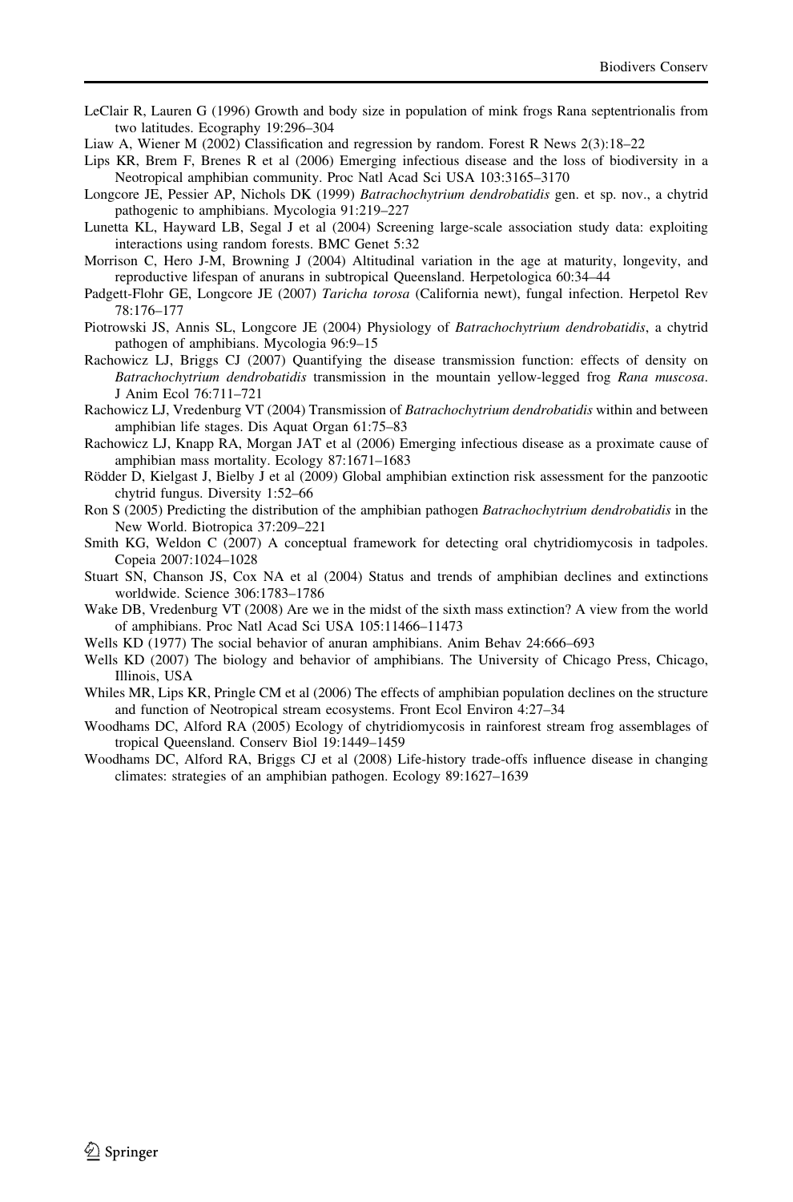LeClair R, Lauren G (1996) Growth and body size in population of mink frogs Rana septentrionalis from two latitudes. Ecography 19:296–304

Liaw A, Wiener M (2002) Classification and regression by random. Forest R News 2(3):18–22

Lips KR, Brem F, Brenes R et al (2006) Emerging infectious disease and the loss of biodiversity in a Neotropical amphibian community. Proc Natl Acad Sci USA 103:3165–3170

Longcore JE, Pessier AP, Nichols DK (1999) *Batrachochytrium dendrobatidis* gen. et sp. nov., a chytrid pathogenic to amphibians. Mycologia 91:219–227

Lunetta KL, Hayward LB, Segal J et al (2004) Screening large-scale association study data: exploiting interactions using random forests. BMC Genet 5:32

Morrison C, Hero J-M, Browning J (2004) Altitudinal variation in the age at maturity, longevity, and reproductive lifespan of anurans in subtropical Queensland. Herpetologica 60:34–44

Padgett-Flohr GE, Longcore JE (2007) *Taricha torosa* (California newt), fungal infection. Herpetol Rev 78:176–177

Piotrowski JS, Annis SL, Longcore JE (2004) Physiology of *Batrachochytrium dendrobatidis*, a chytrid pathogen of amphibians. Mycologia 96:9–15

Rachowicz LJ, Briggs CJ (2007) Quantifying the disease transmission function: effects of density on *Batrachochytrium dendrobatidis* transmission in the mountain yellow-legged frog *Rana muscosa*. J Anim Ecol 76:711–721

Rachowicz LJ, Vredenburg VT (2004) Transmission of *Batrachochytrium dendrobatidis* within and between amphibian life stages. Dis Aquat Organ 61:75–83

Rachowicz LJ, Knapp RA, Morgan JAT et al (2006) Emerging infectious disease as a proximate cause of amphibian mass mortality. Ecology 87:1671–1683

Rödder D, Kielgast J, Bielby J et al (2009) Global amphibian extinction risk assessment for the panzootic chytrid fungus. Diversity 1:52–66

Ron S (2005) Predicting the distribution of the amphibian pathogen *Batrachochytrium dendrobatidis* in the New World. Biotropica 37:209–221

Smith KG, Weldon C (2007) A conceptual framework for detecting oral chytridiomycosis in tadpoles. Copeia 2007:1024–1028

Stuart SN, Chanson JS, Cox NA et al (2004) Status and trends of amphibian declines and extinctions worldwide. Science 306:1783–1786

Wake DB, Vredenburg VT (2008) Are we in the midst of the sixth mass extinction? A view from the world of amphibians. Proc Natl Acad Sci USA 105:11466–11473

Wells KD (1977) The social behavior of anuran amphibians. Anim Behav 24:666–693

Wells KD (2007) The biology and behavior of amphibians. The University of Chicago Press, Chicago, Illinois, USA

Whiles MR, Lips KR, Pringle CM et al (2006) The effects of amphibian population declines on the structure and function of Neotropical stream ecosystems. Front Ecol Environ 4:27–34

Woodhams DC, Alford RA (2005) Ecology of chytridiomycosis in rainforest stream frog assemblages of tropical Queensland. Conserv Biol 19:1449–1459

Woodhams DC, Alford RA, Briggs CJ et al (2008) Life-history trade-offs influence disease in changing climates: strategies of an amphibian pathogen. Ecology 89:1627–1639